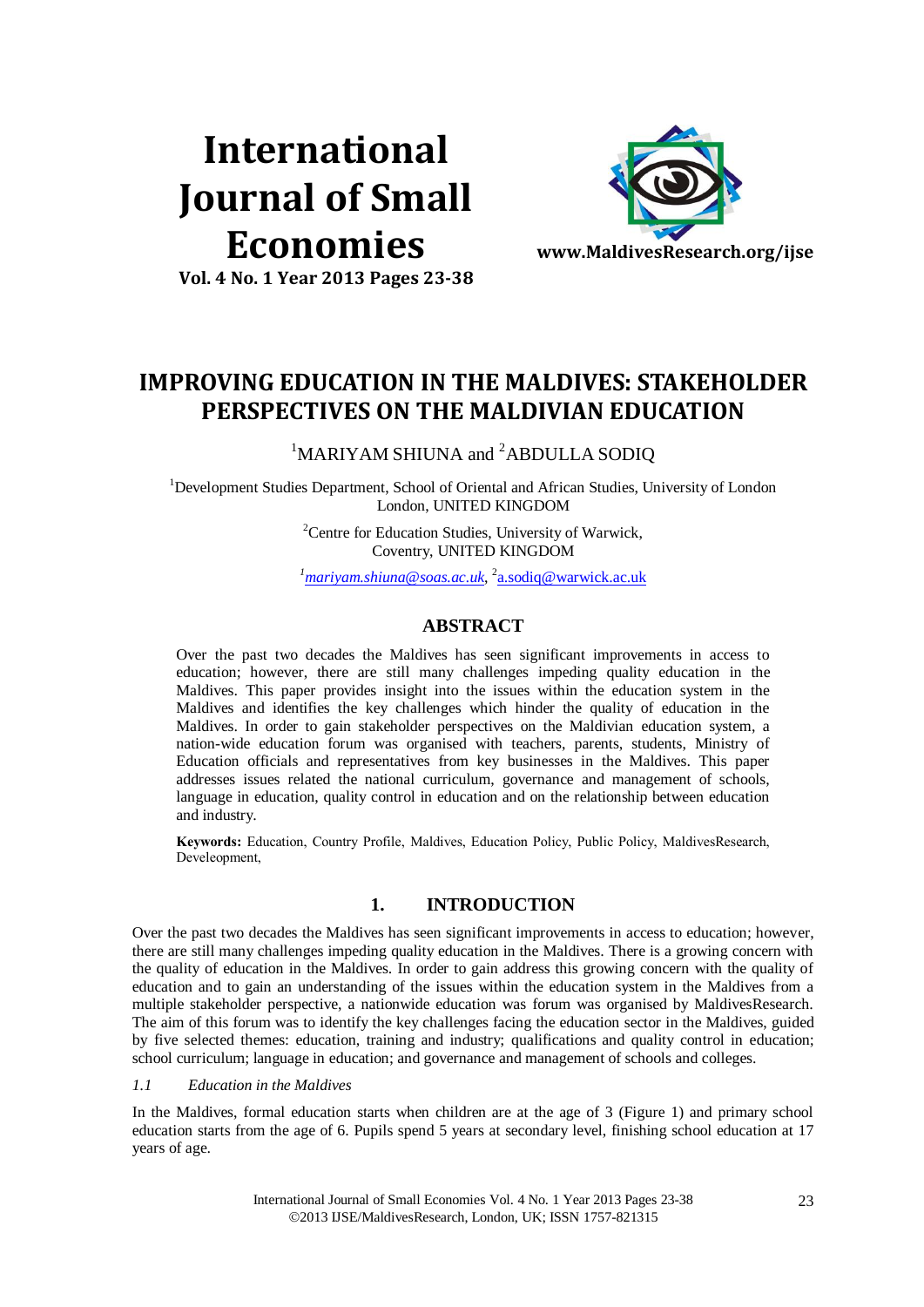# International Journal of Small Economies

**Vol. 4 No. 1 Year 2013 Pages 23-38**

**www.MaldivesResearch.org/ijse**

# IMPROVING EDUCATION IN THE MALDIVES: STAKEHOLDER PERSPECTIVES ON THE MALDIVIAN EDUCATION

[1]MARIYAM SHIUNA and [2]ABDULLA SODIQ

[1]Development Studies Department, School of Oriental and African Studies, University of London London, UNITED KINGDOM

[2]Centre for Education Studies, University of Warwick, Coventry, UNITED KINGDOM

[1]*mariyam.shiuna@soas.ac.uk*, [2]a.sodiq@warwick.ac.uk

## ABSTRACT

Over the past two decades the Maldives has seen significant improvements in access to education; however, there are still many challenges impeding quality education in the Maldives. This paper provides insight into the issues within the education system in the Maldives and identifies the key challenges which hinder the quality of education in the Maldives. In order to gain stakeholder perspectives on the Maldivian education system, a nation-wide education forum was organised with teachers, parents, students, Ministry of Education officials and representatives from key businesses in the Maldives. This paper addresses issues related the national curriculum, governance and management of schools, language in education, quality control in education and on the relationship between education and industry.

**Keywords:** Education, Country Profile, Maldives, Education Policy, Public Policy, MaldivesResearch, Develeopment,

## 1. INTRODUCTION

Over the past two decades the Maldives has seen significant improvements in access to education; however, there are still many challenges impeding quality education in the Maldives. There is a growing concern with the quality of education in the Maldives. In order to gain address this growing concern with the quality of education and to gain an understanding of the issues within the education system in the Maldives from a multiple stakeholder perspective, a nationwide education was forum was organised by MaldivesResearch. The aim of this forum was to identify the key challenges facing the education sector in the Maldives, guided by five selected themes: education, training and industry; qualifications and quality control in education; school curriculum; language in education; and governance and management of schools and colleges.

### *1.1 Education in the Maldives*

In the Maldives, formal education starts when children are at the age of 3 (Figure 1) and primary school education starts from the age of 6. Pupils spend 5 years at secondary level, finishing school education at 17 years of age.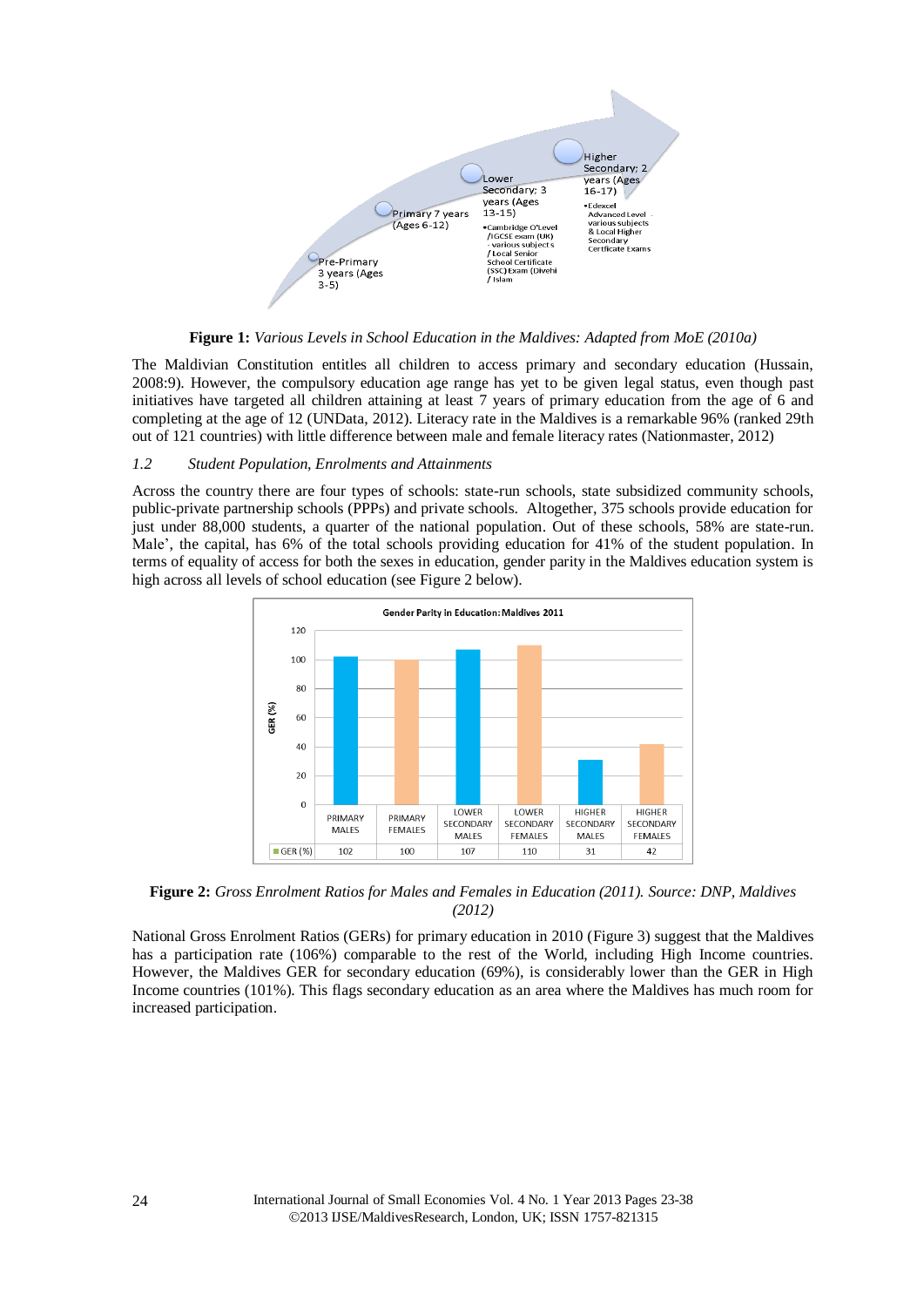**Figure 1:** *Various Levels in School Education in the Maldives: Adapted from MoE (2010a)*

The Maldivian Constitution entitles all children to access primary and secondary education (Hussain, 2008:9). However, the compulsory education age range has yet to be given legal status, even though past initiatives have targeted all children attaining at least 7 years of primary education from the age of 6 and completing at the age of 12 (UNData, 2012). Literacy rate in the Maldives is a remarkable 96% (ranked 29th out of 121 countries) with little difference between male and female literacy rates (Nationmaster, 2012)

### *1.2 Student Population, Enrolments and Attainments*

Across the country there are four types of schools: state-run schools, state subsidized community schools, public-private partnership schools (PPPs) and private schools. Altogether, 375 schools provide education for just under 88,000 students, a quarter of the national population. Out of these schools, 58% are state-run. Male', the capital, has 6% of the total schools providing education for 41% of the student population. In terms of equality of access for both the sexes in education, gender parity in the Maldives education system is high across all levels of school education (see Figure 2 below).

**Gender Parity in Education: Maldives 2011**

| | PRIMARY MALES | PRIMARY FEMALES | LOWER SECONDARY MALES | LOWER SECONDARY FEMALES | HIGHER SECONDARY MALES | HIGHER SECONDARY FEMALES |
|---|---|---|---|---|---|---|
| GER (%) | 102 | 100 | 107 | 110 | 31 | 42 |

**Figure 2:** *Gross Enrolment Ratios for Males and Females in Education (2011). Source: DNP, Maldives (2012)*

National Gross Enrolment Ratios (GERs) for primary education in 2010 (Figure 3) suggest that the Maldives has a participation rate (106%) comparable to the rest of the World, including High Income countries. However, the Maldives GER for secondary education (69%), is considerably lower than the GER in High Income countries (101%). This flags secondary education as an area where the Maldives has much room for increased participation.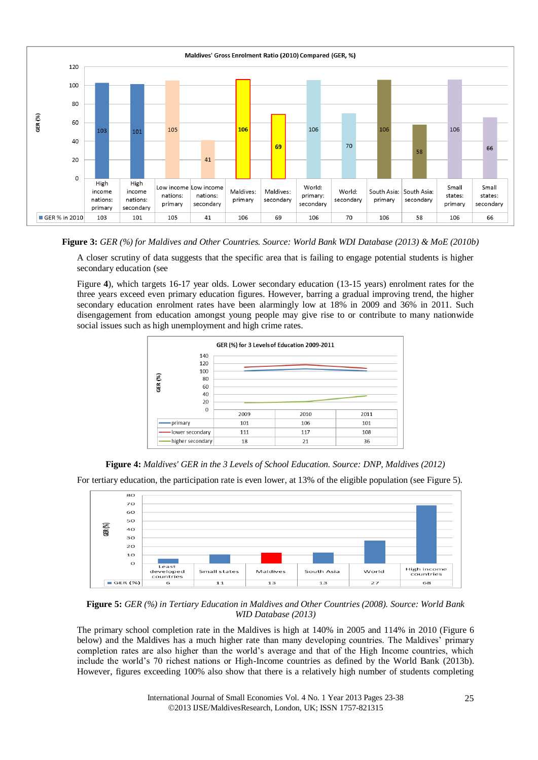Maldives' Gross Enrolment Ratio (2010) Compared (GER, %)

| | High income nations: primary | High income nations: secondary | Low income nations: primary | Low income nations: secondary | Maldives: primary | Maldives: secondary | World: primary: secondary | World: secondary | South Asia: primary | South Asia: secondary | Small states: primary | Small states: secondary |
|---|---|---|---|---|---|---|---|---|---|---|---|---|
| GER % in 2010 | 103 | 101 | 105 | 41 | 106 | 69 | 106 | 70 | 106 | 58 | 106 | 66 |

**Figure 3:** *GER (%) for Maldives and Other Countries. Source: World Bank WDI Database (2013) & MoE (2010b)*

A closer scrutiny of data suggests that the specific area that is failing to engage potential students is higher secondary education (see

Figure **4**), which targets 16-17 year olds. Lower secondary education (13-15 years) enrolment rates for the three years exceed even primary education figures. However, barring a gradual improving trend, the higher secondary education enrolment rates have been alarmingly low at 18% in 2009 and 36% in 2011. Such disengagement from education amongst young people may give rise to or contribute to many nationwide social issues such as high unemployment and high crime rates.

GER (%) for 3 Levels of Education 2009-2011

| | 2009 | 2010 | 2011 |
|---|---|---|---|
| primary | 101 | 106 | 101 |
| lower secondary | 111 | 117 | 108 |
| higher secondary | 18 | 21 | 36 |

**Figure 4:** *Maldives' GER in the 3 Levels of School Education. Source: DNP, Maldives (2012)*

For tertiary education, the participation rate is even lower, at 13% of the eligible population (see Figure 5).

| | Least developed countries | Small states | Maldives | South Asia | World | High income countries |
|---|---|---|---|---|---|---|
| GER (%) | 6 | 11 | 13 | 13 | 27 | 68 |

**Figure 5:** *GER (%) in Tertiary Education in Maldives and Other Countries (2008). Source: World Bank WID Database (2013)*

The primary school completion rate in the Maldives is high at 140% in 2005 and 114% in 2010 (Figure 6 below) and the Maldives has a much higher rate than many developing countries. The Maldives' primary completion rates are also higher than the world's average and that of the High Income countries, which include the world's 70 richest nations or High-Income countries as defined by the World Bank (2013b). However, figures exceeding 100% also show that there is a relatively high number of students completing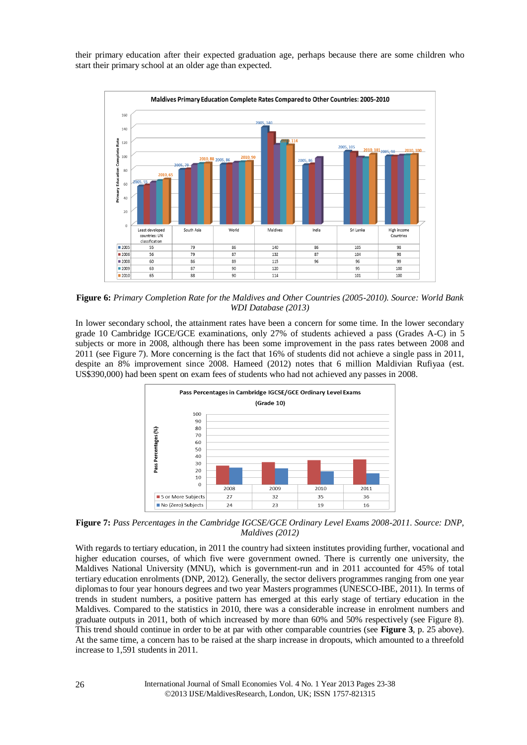their primary education after their expected graduation age, perhaps because there are some children who start their primary school at an older age than expected.

**Maldives Primary Education Complete Rates Compared to Other Countries: 2005-2010**

| | Least developed countries: UN classification | South Asia | World | Maldives | India | Sri Lanka | High income Countries |
|---|---|---|---|---|---|---|---|
| 2005 | 55 | 79 | 86 | 140 | 86 | 105 | 98 |
| 2006 | 56 | 79 | 87 | 132 | 87 | 104 | 98 |
| 2008 | 60 | 86 | 89 | 115 | 96 | 96 | 99 |
| 2009 | 63 | 87 | 90 | 120 | | 95 | 100 |
| 2010 | 65 | 88 | 90 | 114 | | 101 | 100 |

**Figure 6:** *Primary Completion Rate for the Maldives and Other Countries (2005-2010). Source: World Bank WDI Database (2013)*

In lower secondary school, the attainment rates have been a concern for some time. In the lower secondary grade 10 Cambridge IGCE/GCE examinations, only 27% of students achieved a pass (Grades A-C) in 5 subjects or more in 2008, although there has been some improvement in the pass rates between 2008 and 2011 (see Figure 7). More concerning is the fact that 16% of students did not achieve a single pass in 2011, despite an 8% improvement since 2008. Hameed (2012) notes that 6 million Maldivian Rufiyaa (est. US$390,000) had been spent on exam fees of students who had not achieved any passes in 2008.

**Pass Percentages in Cambridge IGCSE/GCE Ordinary Level Exams (Grade 10)**

| | 2008 | 2009 | 2010 | 2011 |
|---|---|---|---|---|
| 5 or More Subjects | 27 | 32 | 35 | 36 |
| No (Zero) Subjects | 24 | 23 | 19 | 16 |

**Figure 7:** *Pass Percentages in the Cambridge IGCSE/GCE Ordinary Level Exams 2008-2011. Source: DNP, Maldives (2012)*

With regards to tertiary education, in 2011 the country had sixteen institutes providing further, vocational and higher education courses, of which five were government owned. There is currently one university, the Maldives National University (MNU), which is government-run and in 2011 accounted for 45% of total tertiary education enrolments (DNP, 2012). Generally, the sector delivers programmes ranging from one year diplomas to four year honours degrees and two year Masters programmes (UNESCO-IBE, 2011). In terms of trends in student numbers, a positive pattern has emerged at this early stage of tertiary education in the Maldives. Compared to the statistics in 2010, there was a considerable increase in enrolment numbers and graduate outputs in 2011, both of which increased by more than 60% and 50% respectively (see Figure 8). This trend should continue in order to be at par with other comparable countries (see **Figure 3**, p. 25 above). At the same time, a concern has to be raised at the sharp increase in dropouts, which amounted to a threefold increase to 1,591 students in 2011.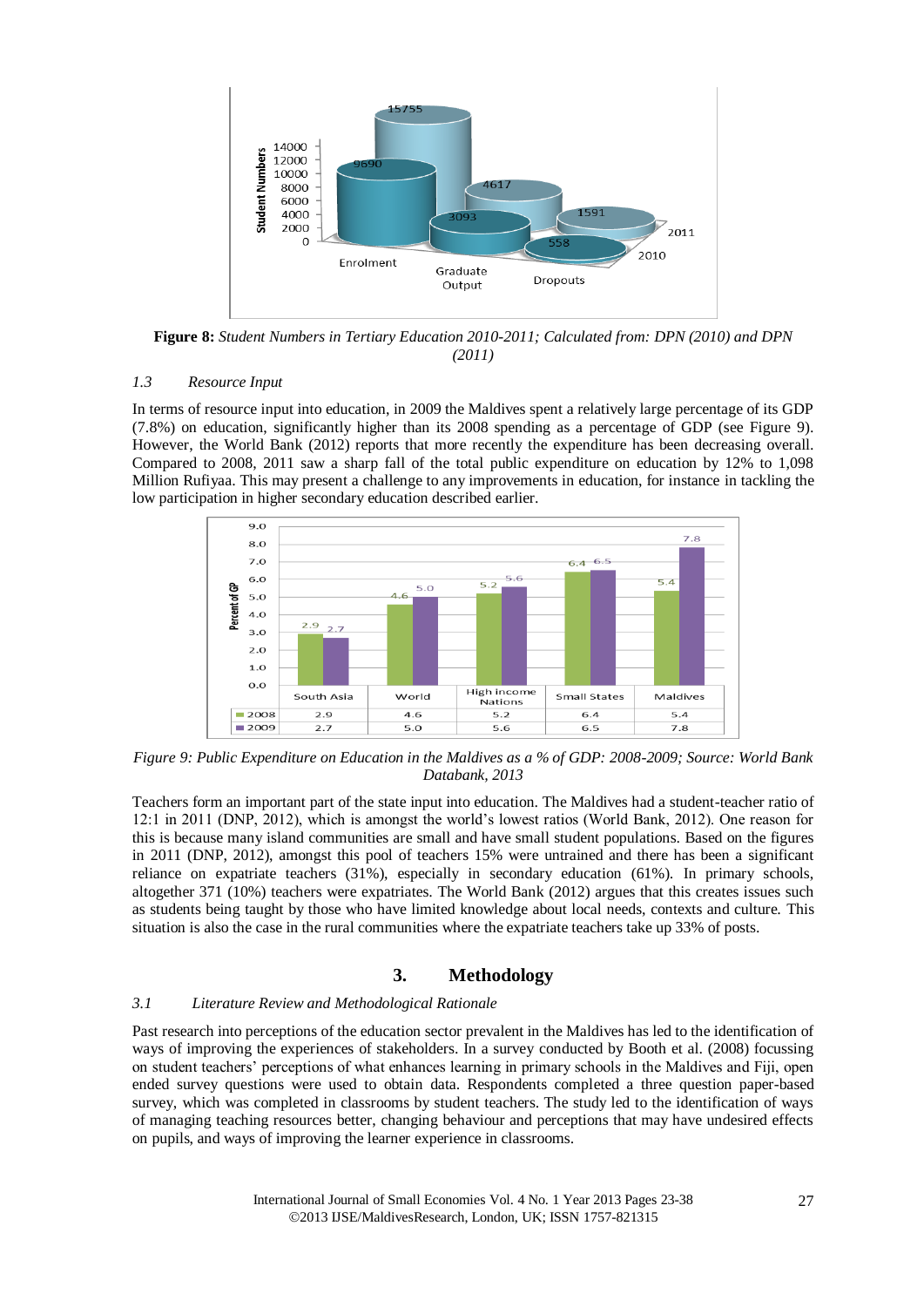**Figure 8:** *Student Numbers in Tertiary Education 2010-2011; Calculated from: DPN (2010) and DPN (2011)*

### 1.3 Resource Input

In terms of resource input into education, in 2009 the Maldives spent a relatively large percentage of its GDP (7.8%) on education, significantly higher than its 2008 spending as a percentage of GDP (see Figure 9). However, the World Bank (2012) reports that more recently the expenditure has been decreasing overall. Compared to 2008, 2011 saw a sharp fall of the total public expenditure on education by 12% to 1,098 Million Rufiyaa. This may present a challenge to any improvements in education, for instance in tackling the low participation in higher secondary education described earlier.

| | South Asia | World | High income Nations | Small States | Maldives |
|---|---|---|---|---|---|
| 2008 | 2.9 | 4.6 | 5.2 | 6.4 | 5.4 |
| 2009 | 2.7 | 5.0 | 5.6 | 6.5 | 7.8 |

*Figure 9: Public Expenditure on Education in the Maldives as a % of GDP: 2008-2009; Source: World Bank Databank, 2013*

Teachers form an important part of the state input into education. The Maldives had a student-teacher ratio of 12:1 in 2011 (DNP, 2012), which is amongst the world's lowest ratios (World Bank, 2012). One reason for this is because many island communities are small and have small student populations. Based on the figures in 2011 (DNP, 2012), amongst this pool of teachers 15% were untrained and there has been a significant reliance on expatriate teachers (31%), especially in secondary education (61%). In primary schools, altogether 371 (10%) teachers were expatriates. The World Bank (2012) argues that this creates issues such as students being taught by those who have limited knowledge about local needs, contexts and culture. This situation is also the case in the rural communities where the expatriate teachers take up 33% of posts.

## 3. Methodology

### 3.1 Literature Review and Methodological Rationale

Past research into perceptions of the education sector prevalent in the Maldives has led to the identification of ways of improving the experiences of stakeholders. In a survey conducted by Booth et al. (2008) focussing on student teachers' perceptions of what enhances learning in primary schools in the Maldives and Fiji, open ended survey questions were used to obtain data. Respondents completed a three question paper-based survey, which was completed in classrooms by student teachers. The study led to the identification of ways of managing teaching resources better, changing behaviour and perceptions that may have undesired effects on pupils, and ways of improving the learner experience in classrooms.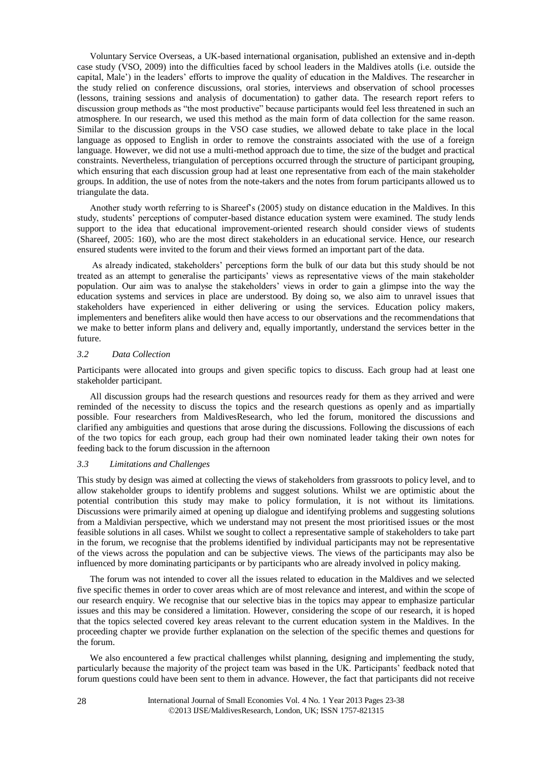Voluntary Service Overseas, a UK-based international organisation, published an extensive and in-depth case study (VSO, 2009) into the difficulties faced by school leaders in the Maldives atolls (i.e. outside the capital, Male') in the leaders' efforts to improve the quality of education in the Maldives. The researcher in the study relied on conference discussions, oral stories, interviews and observation of school processes (lessons, training sessions and analysis of documentation) to gather data. The research report refers to discussion group methods as "the most productive" because participants would feel less threatened in such an atmosphere. In our research, we used this method as the main form of data collection for the same reason. Similar to the discussion groups in the VSO case studies, we allowed debate to take place in the local language as opposed to English in order to remove the constraints associated with the use of a foreign language. However, we did not use a multi-method approach due to time, the size of the budget and practical constraints. Nevertheless, triangulation of perceptions occurred through the structure of participant grouping, which ensuring that each discussion group had at least one representative from each of the main stakeholder groups. In addition, the use of notes from the note-takers and the notes from forum participants allowed us to triangulate the data.

Another study worth referring to is Shareef's (2005) study on distance education in the Maldives. In this study, students' perceptions of computer-based distance education system were examined. The study lends support to the idea that educational improvement-oriented research should consider views of students (Shareef, 2005: 160), who are the most direct stakeholders in an educational service. Hence, our research ensured students were invited to the forum and their views formed an important part of the data.

As already indicated, stakeholders' perceptions form the bulk of our data but this study should be not treated as an attempt to generalise the participants' views as representative views of the main stakeholder population. Our aim was to analyse the stakeholders' views in order to gain a glimpse into the way the education systems and services in place are understood. By doing so, we also aim to unravel issues that stakeholders have experienced in either delivering or using the services. Education policy makers, implementers and benefiters alike would then have access to our observations and the recommendations that we make to better inform plans and delivery and, equally importantly, understand the services better in the future.

### *3.2 Data Collection*

Participants were allocated into groups and given specific topics to discuss. Each group had at least one stakeholder participant.

All discussion groups had the research questions and resources ready for them as they arrived and were reminded of the necessity to discuss the topics and the research questions as openly and as impartially possible. Four researchers from MaldivesResearch, who led the forum, monitored the discussions and clarified any ambiguities and questions that arose during the discussions. Following the discussions of each of the two topics for each group, each group had their own nominated leader taking their own notes for feeding back to the forum discussion in the afternoon

### *3.3 Limitations and Challenges*

This study by design was aimed at collecting the views of stakeholders from grassroots to policy level, and to allow stakeholder groups to identify problems and suggest solutions. Whilst we are optimistic about the potential contribution this study may make to policy formulation, it is not without its limitations. Discussions were primarily aimed at opening up dialogue and identifying problems and suggesting solutions from a Maldivian perspective, which we understand may not present the most prioritised issues or the most feasible solutions in all cases. Whilst we sought to collect a representative sample of stakeholders to take part in the forum, we recognise that the problems identified by individual participants may not be representative of the views across the population and can be subjective views. The views of the participants may also be influenced by more dominating participants or by participants who are already involved in policy making.

The forum was not intended to cover all the issues related to education in the Maldives and we selected five specific themes in order to cover areas which are of most relevance and interest, and within the scope of our research enquiry. We recognise that our selective bias in the topics may appear to emphasize particular issues and this may be considered a limitation. However, considering the scope of our research, it is hoped that the topics selected covered key areas relevant to the current education system in the Maldives. In the proceeding chapter we provide further explanation on the selection of the specific themes and questions for the forum.

We also encountered a few practical challenges whilst planning, designing and implementing the study, particularly because the majority of the project team was based in the UK. Participants' feedback noted that forum questions could have been sent to them in advance. However, the fact that participants did not receive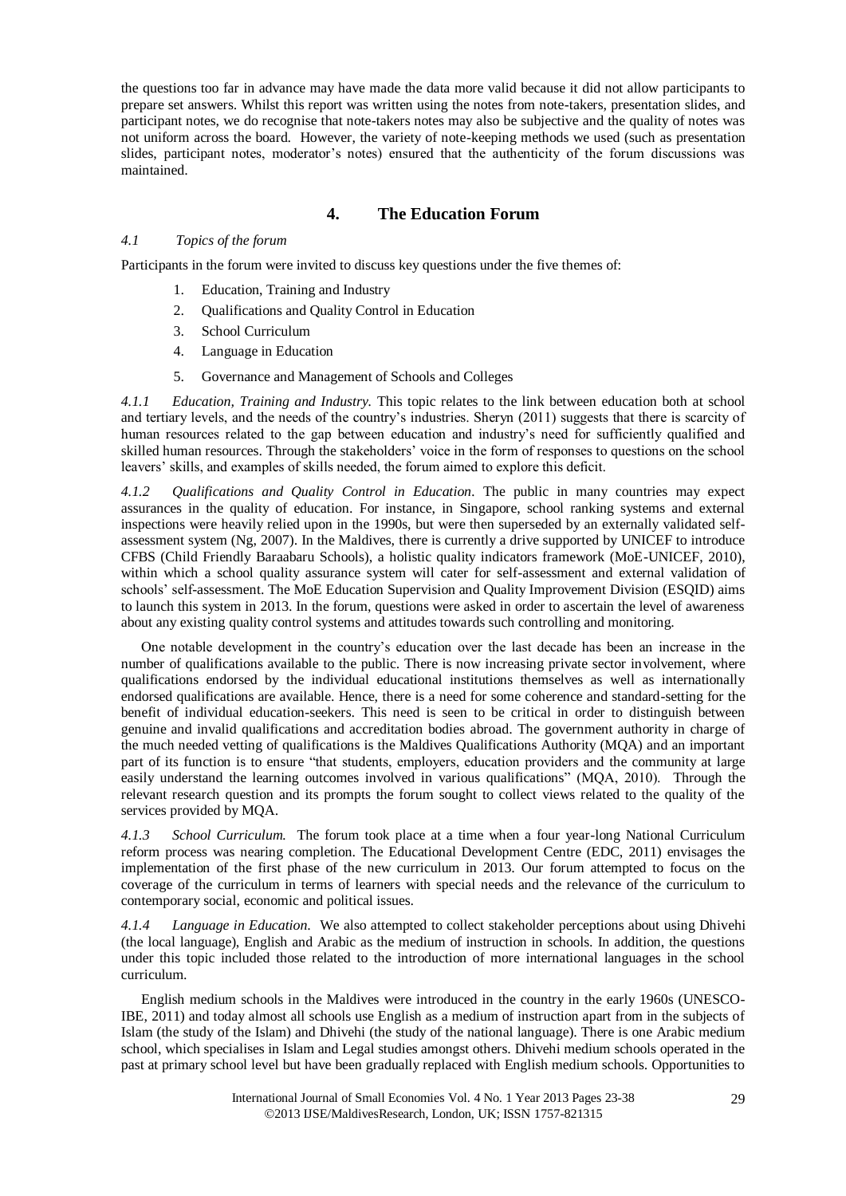the questions too far in advance may have made the data more valid because it did not allow participants to prepare set answers. Whilst this report was written using the notes from note-takers, presentation slides, and participant notes, we do recognise that note-takers notes may also be subjective and the quality of notes was not uniform across the board. However, the variety of note-keeping methods we used (such as presentation slides, participant notes, moderator's notes) ensured that the authenticity of the forum discussions was maintained.

## 4. The Education Forum

### *4.1 Topics of the forum*

Participants in the forum were invited to discuss key questions under the five themes of:

1. Education, Training and Industry
2. Qualifications and Quality Control in Education
3. School Curriculum
4. Language in Education
5. Governance and Management of Schools and Colleges

*4.1.1 Education, Training and Industry.* This topic relates to the link between education both at school and tertiary levels, and the needs of the country's industries. Sheryn (2011) suggests that there is scarcity of human resources related to the gap between education and industry's need for sufficiently qualified and skilled human resources. Through the stakeholders' voice in the form of responses to questions on the school leavers' skills, and examples of skills needed, the forum aimed to explore this deficit.

*4.1.2 Qualifications and Quality Control in Education.* The public in many countries may expect assurances in the quality of education. For instance, in Singapore, school ranking systems and external inspections were heavily relied upon in the 1990s, but were then superseded by an externally validated self-assessment system (Ng, 2007). In the Maldives, there is currently a drive supported by UNICEF to introduce CFBS (Child Friendly Baraabaru Schools), a holistic quality indicators framework (MoE-UNICEF, 2010), within which a school quality assurance system will cater for self-assessment and external validation of schools' self-assessment. The MoE Education Supervision and Quality Improvement Division (ESQID) aims to launch this system in 2013. In the forum, questions were asked in order to ascertain the level of awareness about any existing quality control systems and attitudes towards such controlling and monitoring.

One notable development in the country's education over the last decade has been an increase in the number of qualifications available to the public. There is now increasing private sector involvement, where qualifications endorsed by the individual educational institutions themselves as well as internationally endorsed qualifications are available. Hence, there is a need for some coherence and standard-setting for the benefit of individual education-seekers. This need is seen to be critical in order to distinguish between genuine and invalid qualifications and accreditation bodies abroad. The government authority in charge of the much needed vetting of qualifications is the Maldives Qualifications Authority (MQA) and an important part of its function is to ensure "that students, employers, education providers and the community at large easily understand the learning outcomes involved in various qualifications" (MQA, 2010). Through the relevant research question and its prompts the forum sought to collect views related to the quality of the services provided by MQA.

*4.1.3 School Curriculum.* The forum took place at a time when a four year-long National Curriculum reform process was nearing completion. The Educational Development Centre (EDC, 2011) envisages the implementation of the first phase of the new curriculum in 2013. Our forum attempted to focus on the coverage of the curriculum in terms of learners with special needs and the relevance of the curriculum to contemporary social, economic and political issues.

*4.1.4 Language in Education.* We also attempted to collect stakeholder perceptions about using Dhivehi (the local language), English and Arabic as the medium of instruction in schools. In addition, the questions under this topic included those related to the introduction of more international languages in the school curriculum.

English medium schools in the Maldives were introduced in the country in the early 1960s (UNESCO-IBE, 2011) and today almost all schools use English as a medium of instruction apart from in the subjects of Islam (the study of the Islam) and Dhivehi (the study of the national language). There is one Arabic medium school, which specialises in Islam and Legal studies amongst others. Dhivehi medium schools operated in the past at primary school level but have been gradually replaced with English medium schools. Opportunities to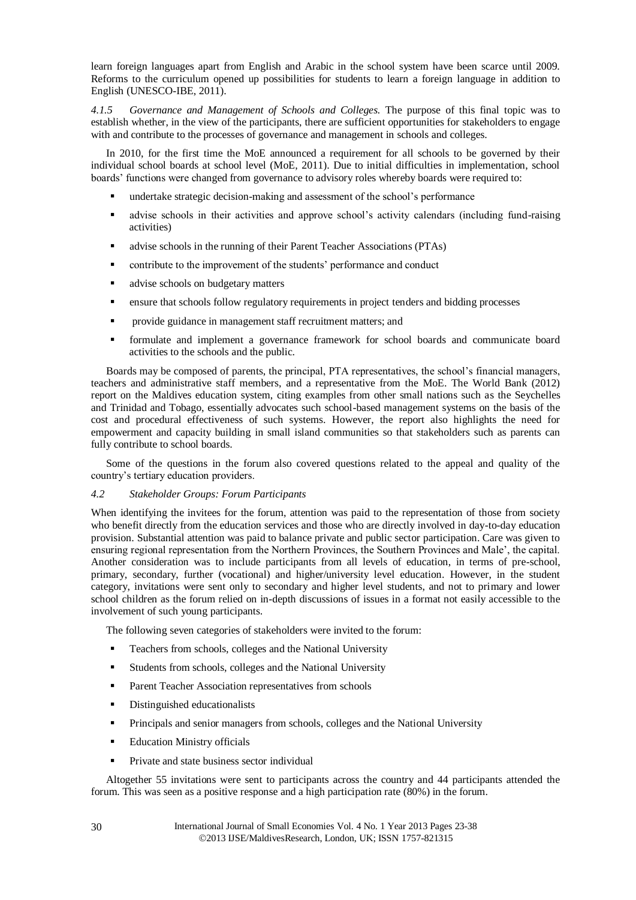learn foreign languages apart from English and Arabic in the school system have been scarce until 2009. Reforms to the curriculum opened up possibilities for students to learn a foreign language in addition to English (UNESCO-IBE, 2011).

*4.1.5 Governance and Management of Schools and Colleges.* The purpose of this final topic was to establish whether, in the view of the participants, there are sufficient opportunities for stakeholders to engage with and contribute to the processes of governance and management in schools and colleges.

In 2010, for the first time the MoE announced a requirement for all schools to be governed by their individual school boards at school level (MoE, 2011). Due to initial difficulties in implementation, school boards' functions were changed from governance to advisory roles whereby boards were required to:

- undertake strategic decision-making and assessment of the school's performance
- advise schools in their activities and approve school's activity calendars (including fund-raising activities)
- advise schools in the running of their Parent Teacher Associations (PTAs)
- contribute to the improvement of the students' performance and conduct
- advise schools on budgetary matters
- ensure that schools follow regulatory requirements in project tenders and bidding processes
- provide guidance in management staff recruitment matters; and
- formulate and implement a governance framework for school boards and communicate board activities to the schools and the public.

Boards may be composed of parents, the principal, PTA representatives, the school's financial managers, teachers and administrative staff members, and a representative from the MoE. The World Bank (2012) report on the Maldives education system, citing examples from other small nations such as the Seychelles and Trinidad and Tobago, essentially advocates such school-based management systems on the basis of the cost and procedural effectiveness of such systems. However, the report also highlights the need for empowerment and capacity building in small island communities so that stakeholders such as parents can fully contribute to school boards.

Some of the questions in the forum also covered questions related to the appeal and quality of the country's tertiary education providers.

*4.2 Stakeholder Groups: Forum Participants*

When identifying the invitees for the forum, attention was paid to the representation of those from society who benefit directly from the education services and those who are directly involved in day-to-day education provision. Substantial attention was paid to balance private and public sector participation. Care was given to ensuring regional representation from the Northern Provinces, the Southern Provinces and Male', the capital. Another consideration was to include participants from all levels of education, in terms of pre-school, primary, secondary, further (vocational) and higher/university level education. However, in the student category, invitations were sent only to secondary and higher level students, and not to primary and lower school children as the forum relied on in-depth discussions of issues in a format not easily accessible to the involvement of such young participants.

The following seven categories of stakeholders were invited to the forum:

- Teachers from schools, colleges and the National University
- Students from schools, colleges and the National University
- Parent Teacher Association representatives from schools
- Distinguished educationalists
- Principals and senior managers from schools, colleges and the National University
- Education Ministry officials
- Private and state business sector individual

Altogether 55 invitations were sent to participants across the country and 44 participants attended the forum. This was seen as a positive response and a high participation rate (80%) in the forum.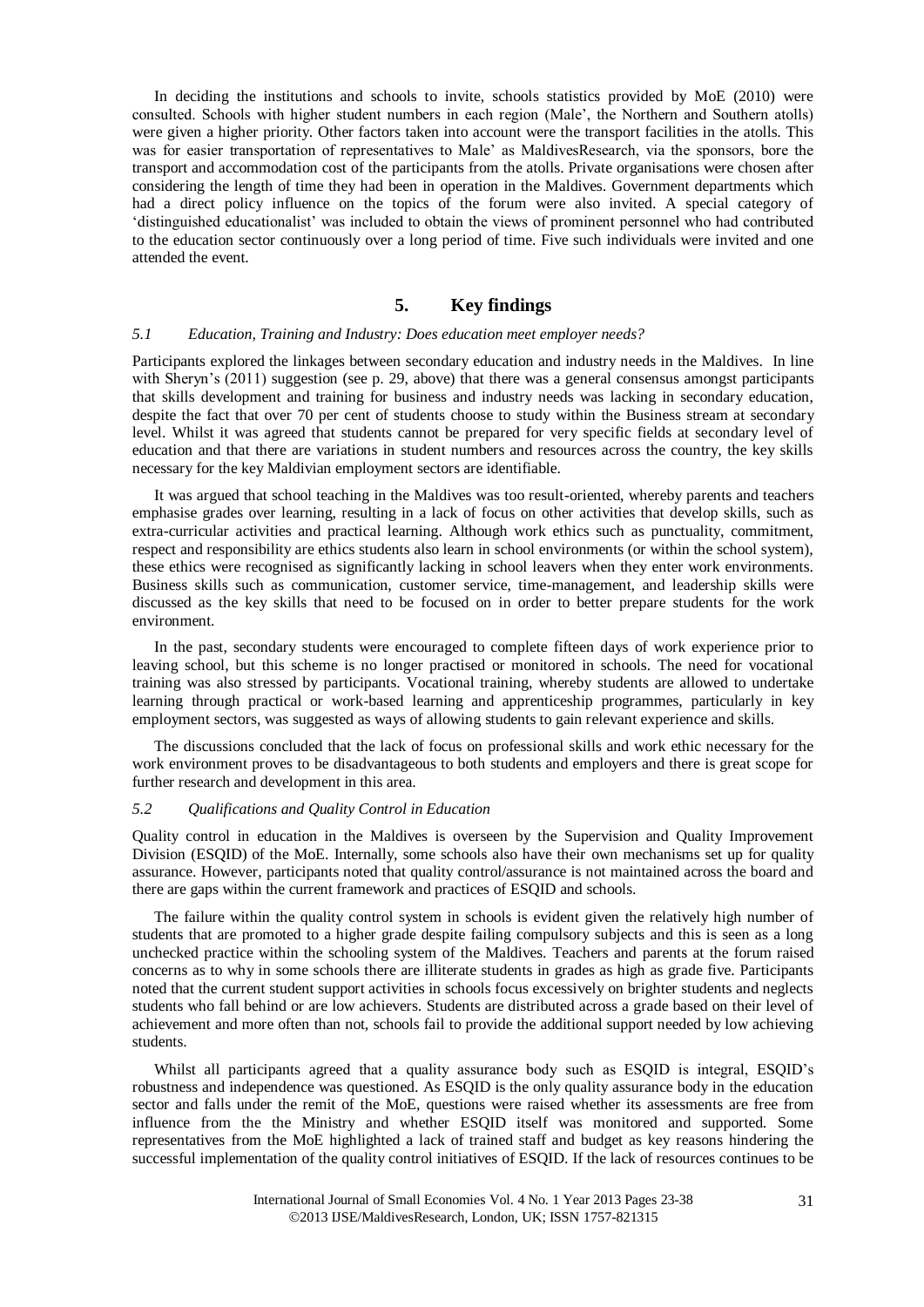In deciding the institutions and schools to invite, schools statistics provided by MoE (2010) were consulted. Schools with higher student numbers in each region (Male', the Northern and Southern atolls) were given a higher priority. Other factors taken into account were the transport facilities in the atolls. This was for easier transportation of representatives to Male' as MaldivesResearch, via the sponsors, bore the transport and accommodation cost of the participants from the atolls. Private organisations were chosen after considering the length of time they had been in operation in the Maldives. Government departments which had a direct policy influence on the topics of the forum were also invited. A special category of 'distinguished educationalist' was included to obtain the views of prominent personnel who had contributed to the education sector continuously over a long period of time. Five such individuals were invited and one attended the event.

## 5. Key findings

### *5.1 Education, Training and Industry: Does education meet employer needs?*

Participants explored the linkages between secondary education and industry needs in the Maldives. In line with Sheryn's (2011) suggestion (see p. 29, above) that there was a general consensus amongst participants that skills development and training for business and industry needs was lacking in secondary education, despite the fact that over 70 per cent of students choose to study within the Business stream at secondary level. Whilst it was agreed that students cannot be prepared for very specific fields at secondary level of education and that there are variations in student numbers and resources across the country, the key skills necessary for the key Maldivian employment sectors are identifiable.

It was argued that school teaching in the Maldives was too result-oriented, whereby parents and teachers emphasise grades over learning, resulting in a lack of focus on other activities that develop skills, such as extra-curricular activities and practical learning. Although work ethics such as punctuality, commitment, respect and responsibility are ethics students also learn in school environments (or within the school system), these ethics were recognised as significantly lacking in school leavers when they enter work environments. Business skills such as communication, customer service, time-management, and leadership skills were discussed as the key skills that need to be focused on in order to better prepare students for the work environment.

In the past, secondary students were encouraged to complete fifteen days of work experience prior to leaving school, but this scheme is no longer practised or monitored in schools. The need for vocational training was also stressed by participants. Vocational training, whereby students are allowed to undertake learning through practical or work-based learning and apprenticeship programmes, particularly in key employment sectors, was suggested as ways of allowing students to gain relevant experience and skills.

The discussions concluded that the lack of focus on professional skills and work ethic necessary for the work environment proves to be disadvantageous to both students and employers and there is great scope for further research and development in this area.

### *5.2 Qualifications and Quality Control in Education*

Quality control in education in the Maldives is overseen by the Supervision and Quality Improvement Division (ESQID) of the MoE. Internally, some schools also have their own mechanisms set up for quality assurance. However, participants noted that quality control/assurance is not maintained across the board and there are gaps within the current framework and practices of ESQID and schools.

The failure within the quality control system in schools is evident given the relatively high number of students that are promoted to a higher grade despite failing compulsory subjects and this is seen as a long unchecked practice within the schooling system of the Maldives. Teachers and parents at the forum raised concerns as to why in some schools there are illiterate students in grades as high as grade five. Participants noted that the current student support activities in schools focus excessively on brighter students and neglects students who fall behind or are low achievers. Students are distributed across a grade based on their level of achievement and more often than not, schools fail to provide the additional support needed by low achieving students.

Whilst all participants agreed that a quality assurance body such as ESQID is integral, ESQID's robustness and independence was questioned. As ESQID is the only quality assurance body in the education sector and falls under the remit of the MoE, questions were raised whether its assessments are free from influence from the the Ministry and whether ESQID itself was monitored and supported. Some representatives from the MoE highlighted a lack of trained staff and budget as key reasons hindering the successful implementation of the quality control initiatives of ESQID. If the lack of resources continues to be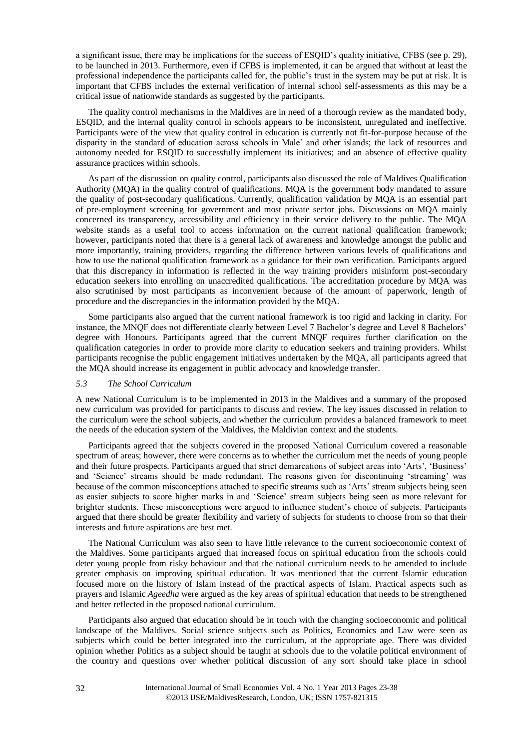a significant issue, there may be implications for the success of ESQID's quality initiative, CFBS (see p. 29), to be launched in 2013. Furthermore, even if CFBS is implemented, it can be argued that without at least the professional independence the participants called for, the public's trust in the system may be put at risk. It is important that CFBS includes the external verification of internal school self-assessments as this may be a critical issue of nationwide standards as suggested by the participants.

The quality control mechanisms in the Maldives are in need of a thorough review as the mandated body, ESQID, and the internal quality control in schools appears to be inconsistent, unregulated and ineffective. Participants were of the view that quality control in education is currently not fit-for-purpose because of the disparity in the standard of education across schools in Male' and other islands; the lack of resources and autonomy needed for ESQID to successfully implement its initiatives; and an absence of effective quality assurance practices within schools.

As part of the discussion on quality control, participants also discussed the role of Maldives Qualification Authority (MQA) in the quality control of qualifications. MQA is the government body mandated to assure the quality of post-secondary qualifications. Currently, qualification validation by MQA is an essential part of pre-employment screening for government and most private sector jobs. Discussions on MQA mainly concerned its transparency, accessibility and efficiency in their service delivery to the public. The MQA website stands as a useful tool to access information on the current national qualification framework; however, participants noted that there is a general lack of awareness and knowledge amongst the public and more importantly, training providers, regarding the difference between various levels of qualifications and how to use the national qualification framework as a guidance for their own verification. Participants argued that this discrepancy in information is reflected in the way training providers misinform post-secondary education seekers into enrolling on unaccredited qualifications. The accreditation procedure by MQA was also scrutinised by most participants as inconvenient because of the amount of paperwork, length of procedure and the discrepancies in the information provided by the MQA.

Some participants also argued that the current national framework is too rigid and lacking in clarity. For instance, the MNQF does not differentiate clearly between Level 7 Bachelor's degree and Level 8 Bachelors' degree with Honours. Participants agreed that the current MNQF requires further clarification on the qualification categories in order to provide more clarity to education seekers and training providers. Whilst participants recognise the public engagement initiatives undertaken by the MQA, all participants agreed that the MQA should increase its engagement in public advocacy and knowledge transfer.

### *5.3 The School Curriculum*

A new National Curriculum is to be implemented in 2013 in the Maldives and a summary of the proposed new curriculum was provided for participants to discuss and review. The key issues discussed in relation to the curriculum were the school subjects, and whether the curriculum provides a balanced framework to meet the needs of the education system of the Maldives, the Maldivian context and the students.

Participants agreed that the subjects covered in the proposed National Curriculum covered a reasonable spectrum of areas; however, there were concerns as to whether the curriculum met the needs of young people and their future prospects. Participants argued that strict demarcations of subject areas into 'Arts', 'Business' and 'Science' streams should be made redundant. The reasons given for discontinuing 'streaming' was because of the common misconceptions attached to specific streams such as 'Arts' stream subjects being seen as easier subjects to score higher marks in and 'Science' stream subjects being seen as more relevant for brighter students. These misconceptions were argued to influence student's choice of subjects. Participants argued that there should be greater flexibility and variety of subjects for students to choose from so that their interests and future aspirations are best met.

The National Curriculum was also seen to have little relevance to the current socioeconomic context of the Maldives. Some participants argued that increased focus on spiritual education from the schools could deter young people from risky behaviour and that the national curriculum needs to be amended to include greater emphasis on improving spiritual education. It was mentioned that the current Islamic education focused more on the history of Islam instead of the practical aspects of Islam. Practical aspects such as prayers and Islamic *Ageedha* were argued as the key areas of spiritual education that needs to be strengthened and better reflected in the proposed national curriculum.

Participants also argued that education should be in touch with the changing socioeconomic and political landscape of the Maldives. Social science subjects such as Politics, Economics and Law were seen as subjects which could be better integrated into the curriculum, at the appropriate age. There was divided opinion whether Politics as a subject should be taught at schools due to the volatile political environment of the country and questions over whether political discussion of any sort should take place in school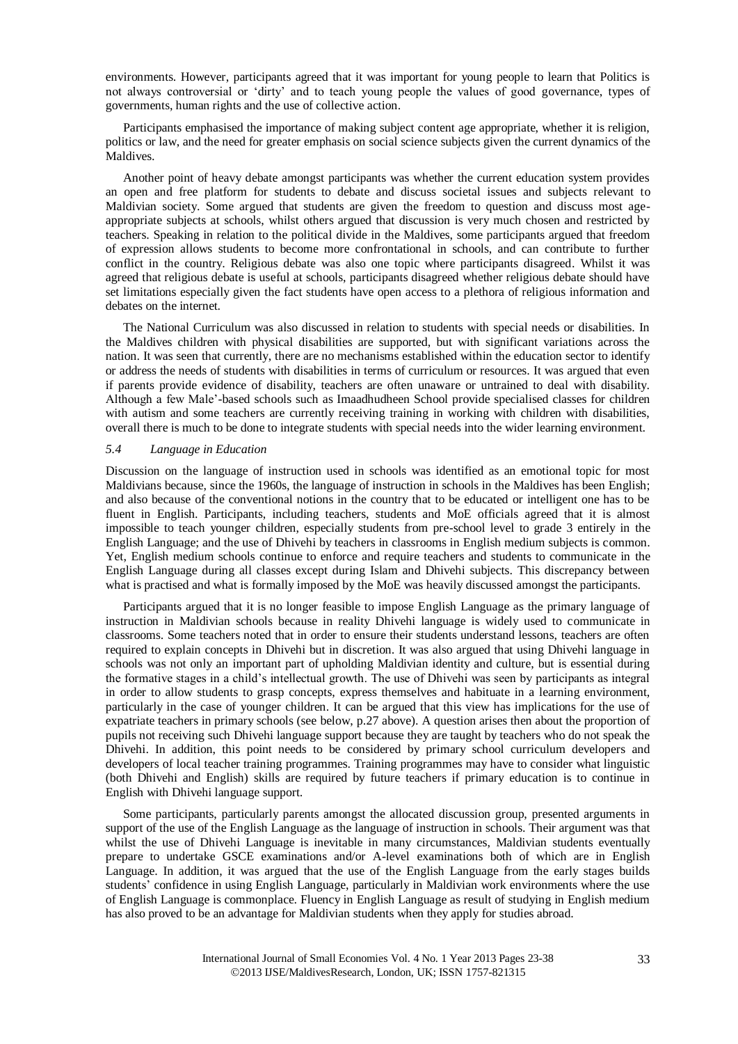environments. However, participants agreed that it was important for young people to learn that Politics is not always controversial or 'dirty' and to teach young people the values of good governance, types of governments, human rights and the use of collective action.

Participants emphasised the importance of making subject content age appropriate, whether it is religion, politics or law, and the need for greater emphasis on social science subjects given the current dynamics of the Maldives.

Another point of heavy debate amongst participants was whether the current education system provides an open and free platform for students to debate and discuss societal issues and subjects relevant to Maldivian society. Some argued that students are given the freedom to question and discuss most age-appropriate subjects at schools, whilst others argued that discussion is very much chosen and restricted by teachers. Speaking in relation to the political divide in the Maldives, some participants argued that freedom of expression allows students to become more confrontational in schools, and can contribute to further conflict in the country. Religious debate was also one topic where participants disagreed. Whilst it was agreed that religious debate is useful at schools, participants disagreed whether religious debate should have set limitations especially given the fact students have open access to a plethora of religious information and debates on the internet.

The National Curriculum was also discussed in relation to students with special needs or disabilities. In the Maldives children with physical disabilities are supported, but with significant variations across the nation. It was seen that currently, there are no mechanisms established within the education sector to identify or address the needs of students with disabilities in terms of curriculum or resources. It was argued that even if parents provide evidence of disability, teachers are often unaware or untrained to deal with disability. Although a few Male'-based schools such as Imaadhudheen School provide specialised classes for children with autism and some teachers are currently receiving training in working with children with disabilities, overall there is much to be done to integrate students with special needs into the wider learning environment.

### *5.4 Language in Education*

Discussion on the language of instruction used in schools was identified as an emotional topic for most Maldivians because, since the 1960s, the language of instruction in schools in the Maldives has been English; and also because of the conventional notions in the country that to be educated or intelligent one has to be fluent in English. Participants, including teachers, students and MoE officials agreed that it is almost impossible to teach younger children, especially students from pre-school level to grade 3 entirely in the English Language; and the use of Dhivehi by teachers in classrooms in English medium subjects is common. Yet, English medium schools continue to enforce and require teachers and students to communicate in the English Language during all classes except during Islam and Dhivehi subjects. This discrepancy between what is practised and what is formally imposed by the MoE was heavily discussed amongst the participants.

Participants argued that it is no longer feasible to impose English Language as the primary language of instruction in Maldivian schools because in reality Dhivehi language is widely used to communicate in classrooms. Some teachers noted that in order to ensure their students understand lessons, teachers are often required to explain concepts in Dhivehi but in discretion. It was also argued that using Dhivehi language in schools was not only an important part of upholding Maldivian identity and culture, but is essential during the formative stages in a child's intellectual growth. The use of Dhivehi was seen by participants as integral in order to allow students to grasp concepts, express themselves and habituate in a learning environment, particularly in the case of younger children. It can be argued that this view has implications for the use of expatriate teachers in primary schools (see below, p.27 above). A question arises then about the proportion of pupils not receiving such Dhivehi language support because they are taught by teachers who do not speak the Dhivehi. In addition, this point needs to be considered by primary school curriculum developers and developers of local teacher training programmes. Training programmes may have to consider what linguistic (both Dhivehi and English) skills are required by future teachers if primary education is to continue in English with Dhivehi language support.

Some participants, particularly parents amongst the allocated discussion group, presented arguments in support of the use of the English Language as the language of instruction in schools. Their argument was that whilst the use of Dhivehi Language is inevitable in many circumstances, Maldivian students eventually prepare to undertake GSCE examinations and/or A-level examinations both of which are in English Language. In addition, it was argued that the use of the English Language from the early stages builds students' confidence in using English Language, particularly in Maldivian work environments where the use of English Language is commonplace. Fluency in English Language as result of studying in English medium has also proved to be an advantage for Maldivian students when they apply for studies abroad.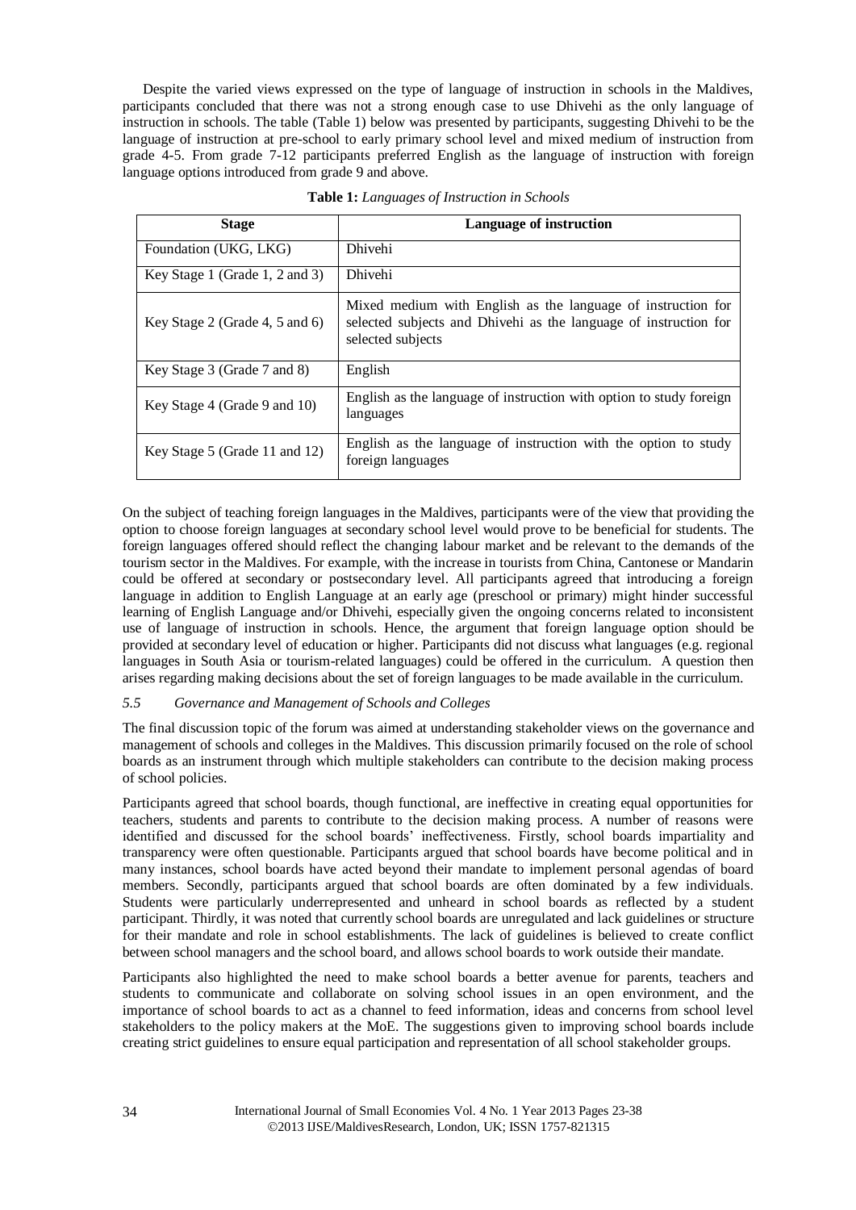Despite the varied views expressed on the type of language of instruction in schools in the Maldives, participants concluded that there was not a strong enough case to use Dhivehi as the only language of instruction in schools. The table (Table 1) below was presented by participants, suggesting Dhivehi to be the language of instruction at pre-school to early primary school level and mixed medium of instruction from grade 4-5. From grade 7-12 participants preferred English as the language of instruction with foreign language options introduced from grade 9 and above.

**Table 1:** *Languages of Instruction in Schools*

| Stage | Language of instruction |
|---|---|
| Foundation (UKG, LKG) | Dhivehi |
| Key Stage 1 (Grade 1, 2 and 3) | Dhivehi |
| Key Stage 2 (Grade 4, 5 and 6) | Mixed medium with English as the language of instruction for selected subjects and Dhivehi as the language of instruction for selected subjects |
| Key Stage 3 (Grade 7 and 8) | English |
| Key Stage 4 (Grade 9 and 10) | English as the language of instruction with option to study foreign languages |
| Key Stage 5 (Grade 11 and 12) | English as the language of instruction with the option to study foreign languages |

On the subject of teaching foreign languages in the Maldives, participants were of the view that providing the option to choose foreign languages at secondary school level would prove to be beneficial for students. The foreign languages offered should reflect the changing labour market and be relevant to the demands of the tourism sector in the Maldives. For example, with the increase in tourists from China, Cantonese or Mandarin could be offered at secondary or postsecondary level. All participants agreed that introducing a foreign language in addition to English Language at an early age (preschool or primary) might hinder successful learning of English Language and/or Dhivehi, especially given the ongoing concerns related to inconsistent use of language of instruction in schools. Hence, the argument that foreign language option should be provided at secondary level of education or higher. Participants did not discuss what languages (e.g. regional languages in South Asia or tourism-related languages) could be offered in the curriculum. A question then arises regarding making decisions about the set of foreign languages to be made available in the curriculum.

### *5.5 Governance and Management of Schools and Colleges*

The final discussion topic of the forum was aimed at understanding stakeholder views on the governance and management of schools and colleges in the Maldives. This discussion primarily focused on the role of school boards as an instrument through which multiple stakeholders can contribute to the decision making process of school policies.

Participants agreed that school boards, though functional, are ineffective in creating equal opportunities for teachers, students and parents to contribute to the decision making process. A number of reasons were identified and discussed for the school boards' ineffectiveness. Firstly, school boards impartiality and transparency were often questionable. Participants argued that school boards have become political and in many instances, school boards have acted beyond their mandate to implement personal agendas of board members. Secondly, participants argued that school boards are often dominated by a few individuals. Students were particularly underrepresented and unheard in school boards as reflected by a student participant. Thirdly, it was noted that currently school boards are unregulated and lack guidelines or structure for their mandate and role in school establishments. The lack of guidelines is believed to create conflict between school managers and the school board, and allows school boards to work outside their mandate.

Participants also highlighted the need to make school boards a better avenue for parents, teachers and students to communicate and collaborate on solving school issues in an open environment, and the importance of school boards to act as a channel to feed information, ideas and concerns from school level stakeholders to the policy makers at the MoE. The suggestions given to improving school boards include creating strict guidelines to ensure equal participation and representation of all school stakeholder groups.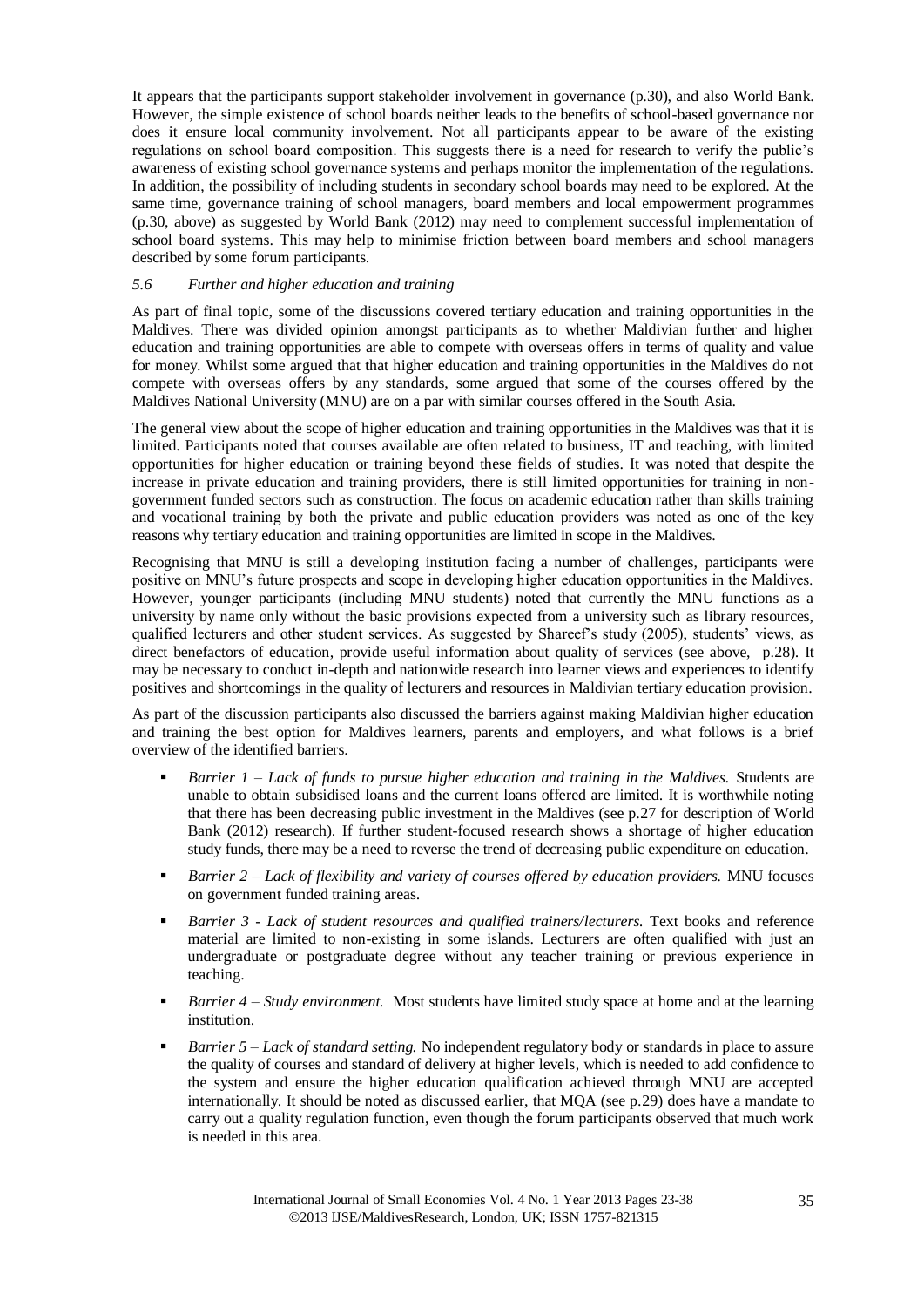It appears that the participants support stakeholder involvement in governance (p.30), and also World Bank. However, the simple existence of school boards neither leads to the benefits of school-based governance nor does it ensure local community involvement. Not all participants appear to be aware of the existing regulations on school board composition. This suggests there is a need for research to verify the public's awareness of existing school governance systems and perhaps monitor the implementation of the regulations. In addition, the possibility of including students in secondary school boards may need to be explored. At the same time, governance training of school managers, board members and local empowerment programmes (p.30, above) as suggested by World Bank (2012) may need to complement successful implementation of school board systems. This may help to minimise friction between board members and school managers described by some forum participants.

### *5.6 Further and higher education and training*

As part of final topic, some of the discussions covered tertiary education and training opportunities in the Maldives. There was divided opinion amongst participants as to whether Maldivian further and higher education and training opportunities are able to compete with overseas offers in terms of quality and value for money. Whilst some argued that that higher education and training opportunities in the Maldives do not compete with overseas offers by any standards, some argued that some of the courses offered by the Maldives National University (MNU) are on a par with similar courses offered in the South Asia.

The general view about the scope of higher education and training opportunities in the Maldives was that it is limited. Participants noted that courses available are often related to business, IT and teaching, with limited opportunities for higher education or training beyond these fields of studies. It was noted that despite the increase in private education and training providers, there is still limited opportunities for training in non-government funded sectors such as construction. The focus on academic education rather than skills training and vocational training by both the private and public education providers was noted as one of the key reasons why tertiary education and training opportunities are limited in scope in the Maldives.

Recognising that MNU is still a developing institution facing a number of challenges, participants were positive on MNU's future prospects and scope in developing higher education opportunities in the Maldives. However, younger participants (including MNU students) noted that currently the MNU functions as a university by name only without the basic provisions expected from a university such as library resources, qualified lecturers and other student services. As suggested by Shareef's study (2005), students' views, as direct benefactors of education, provide useful information about quality of services (see above, p.28). It may be necessary to conduct in-depth and nationwide research into learner views and experiences to identify positives and shortcomings in the quality of lecturers and resources in Maldivian tertiary education provision.

As part of the discussion participants also discussed the barriers against making Maldivian higher education and training the best option for Maldives learners, parents and employers, and what follows is a brief overview of the identified barriers.

- *Barrier 1 – Lack of funds to pursue higher education and training in the Maldives.* Students are unable to obtain subsidised loans and the current loans offered are limited. It is worthwhile noting that there has been decreasing public investment in the Maldives (see p.27 for description of World Bank (2012) research). If further student-focused research shows a shortage of higher education study funds, there may be a need to reverse the trend of decreasing public expenditure on education.
- *Barrier 2 – Lack of flexibility and variety of courses offered by education providers.* MNU focuses on government funded training areas.
- *Barrier 3 - Lack of student resources and qualified trainers/lecturers.* Text books and reference material are limited to non-existing in some islands. Lecturers are often qualified with just an undergraduate or postgraduate degree without any teacher training or previous experience in teaching.
- *Barrier 4 – Study environment.* Most students have limited study space at home and at the learning institution.
- *Barrier 5 – Lack of standard setting.* No independent regulatory body or standards in place to assure the quality of courses and standard of delivery at higher levels, which is needed to add confidence to the system and ensure the higher education qualification achieved through MNU are accepted internationally. It should be noted as discussed earlier, that MQA (see p.29) does have a mandate to carry out a quality regulation function, even though the forum participants observed that much work is needed in this area.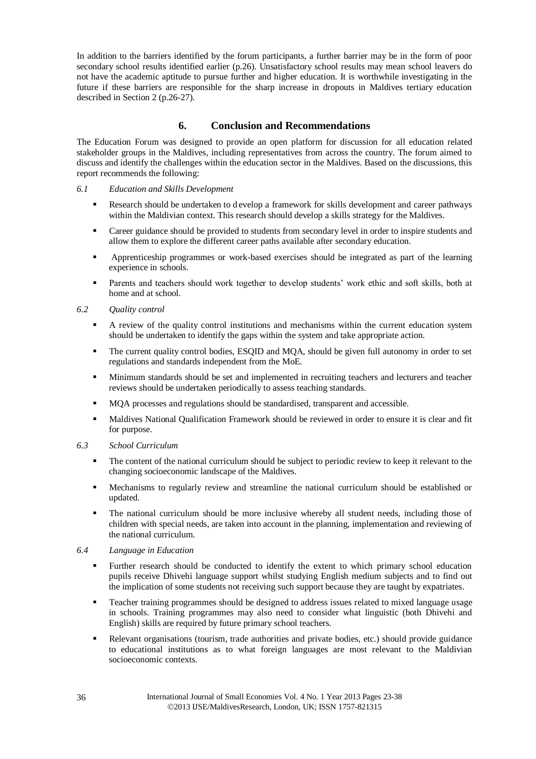In addition to the barriers identified by the forum participants, a further barrier may be in the form of poor secondary school results identified earlier (p.26). Unsatisfactory school results may mean school leavers do not have the academic aptitude to pursue further and higher education. It is worthwhile investigating in the future if these barriers are responsible for the sharp increase in dropouts in Maldives tertiary education described in Section 2 (p.26-27).

## 6. Conclusion and Recommendations

The Education Forum was designed to provide an open platform for discussion for all education related stakeholder groups in the Maldives, including representatives from across the country. The forum aimed to discuss and identify the challenges within the education sector in the Maldives. Based on the discussions, this report recommends the following:

### *6.1 Education and Skills Development*

- Research should be undertaken to develop a framework for skills development and career pathways within the Maldivian context. This research should develop a skills strategy for the Maldives.
- Career guidance should be provided to students from secondary level in order to inspire students and allow them to explore the different career paths available after secondary education.
- Apprenticeship programmes or work-based exercises should be integrated as part of the learning experience in schools.
- Parents and teachers should work together to develop students' work ethic and soft skills, both at home and at school.

### *6.2 Quality control*

- A review of the quality control institutions and mechanisms within the current education system should be undertaken to identify the gaps within the system and take appropriate action.
- The current quality control bodies, ESQID and MQA, should be given full autonomy in order to set regulations and standards independent from the MoE.
- Minimum standards should be set and implemented in recruiting teachers and lecturers and teacher reviews should be undertaken periodically to assess teaching standards.
- MQA processes and regulations should be standardised, transparent and accessible.
- Maldives National Qualification Framework should be reviewed in order to ensure it is clear and fit for purpose.

### *6.3 School Curriculum*

- The content of the national curriculum should be subject to periodic review to keep it relevant to the changing socioeconomic landscape of the Maldives.
- Mechanisms to regularly review and streamline the national curriculum should be established or updated.
- The national curriculum should be more inclusive whereby all student needs, including those of children with special needs, are taken into account in the planning, implementation and reviewing of the national curriculum.

### *6.4 Language in Education*

- Further research should be conducted to identify the extent to which primary school education pupils receive Dhivehi language support whilst studying English medium subjects and to find out the implication of some students not receiving such support because they are taught by expatriates.
- Teacher training programmes should be designed to address issues related to mixed language usage in schools. Training programmes may also need to consider what linguistic (both Dhivehi and English) skills are required by future primary school teachers.
- Relevant organisations (tourism, trade authorities and private bodies, etc.) should provide guidance to educational institutions as to what foreign languages are most relevant to the Maldivian socioeconomic contexts.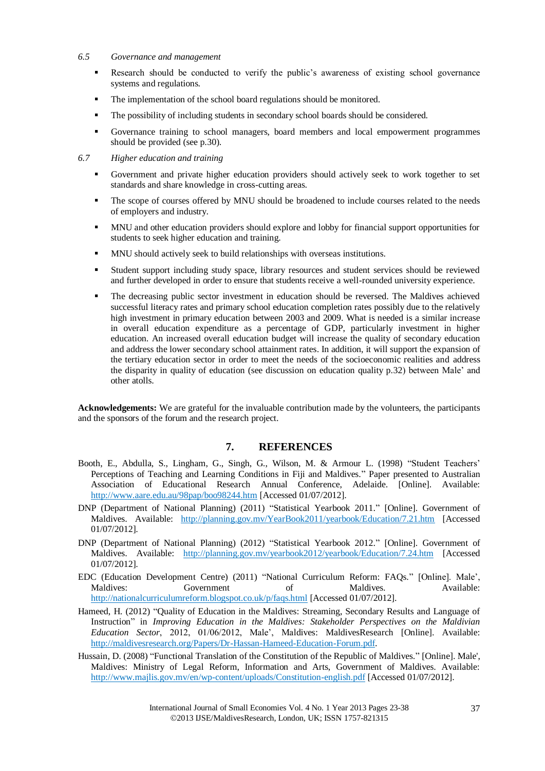*6.5 Governance and management*

- Research should be conducted to verify the public's awareness of existing school governance systems and regulations.
- The implementation of the school board regulations should be monitored.
- The possibility of including students in secondary school boards should be considered.
- Governance training to school managers, board members and local empowerment programmes should be provided (see p.30).

*6.7 Higher education and training*

- Government and private higher education providers should actively seek to work together to set standards and share knowledge in cross-cutting areas.
- The scope of courses offered by MNU should be broadened to include courses related to the needs of employers and industry.
- MNU and other education providers should explore and lobby for financial support opportunities for students to seek higher education and training.
- MNU should actively seek to build relationships with overseas institutions.
- Student support including study space, library resources and student services should be reviewed and further developed in order to ensure that students receive a well-rounded university experience.
- The decreasing public sector investment in education should be reversed. The Maldives achieved successful literacy rates and primary school education completion rates possibly due to the relatively high investment in primary education between 2003 and 2009. What is needed is a similar increase in overall education expenditure as a percentage of GDP, particularly investment in higher education. An increased overall education budget will increase the quality of secondary education and address the lower secondary school attainment rates. In addition, it will support the expansion of the tertiary education sector in order to meet the needs of the socioeconomic realities and address the disparity in quality of education (see discussion on education quality p.32) between Male' and other atolls.

**Acknowledgements:** We are grateful for the invaluable contribution made by the volunteers, the participants and the sponsors of the forum and the research project.

## 7. REFERENCES

Booth, E., Abdulla, S., Lingham, G., Singh, G., Wilson, M. & Armour L. (1998) "Student Teachers' Perceptions of Teaching and Learning Conditions in Fiji and Maldives." Paper presented to Australian Association of Educational Research Annual Conference, Adelaide. [Online]. Available: http://www.aare.edu.au/98pap/boo98244.htm [Accessed 01/07/2012].

DNP (Department of National Planning) (2011) "Statistical Yearbook 2011." [Online]. Government of Maldives. Available: http://planning.gov.mv/YearBook2011/yearbook/Education/7.21.htm [Accessed 01/07/2012].

DNP (Department of National Planning) (2012) "Statistical Yearbook 2012." [Online]. Government of Maldives. Available: http://planning.gov.mv/yearbook2012/yearbook/Education/7.24.htm [Accessed 01/07/2012].

EDC (Education Development Centre) (2011) "National Curriculum Reform: FAQs." [Online]. Male', Maldives: Government of Maldives. Available: http://nationalcurriculumreform.blogspot.co.uk/p/faqs.html [Accessed 01/07/2012].

Hameed, H. (2012) "Quality of Education in the Maldives: Streaming, Secondary Results and Language of Instruction" in *Improving Education in the Maldives: Stakeholder Perspectives on the Maldivian Education Sector*, 2012, 01/06/2012, Male', Maldives: MaldivesResearch [Online]. Available: http://maldivesresearch.org/Papers/Dr-Hassan-Hameed-Education-Forum.pdf.

Hussain, D. (2008) "Functional Translation of the Constitution of the Republic of Maldives." [Online]. Male', Maldives: Ministry of Legal Reform, Information and Arts, Government of Maldives. Available: http://www.majlis.gov.mv/en/wp-content/uploads/Constitution-english.pdf [Accessed 01/07/2012].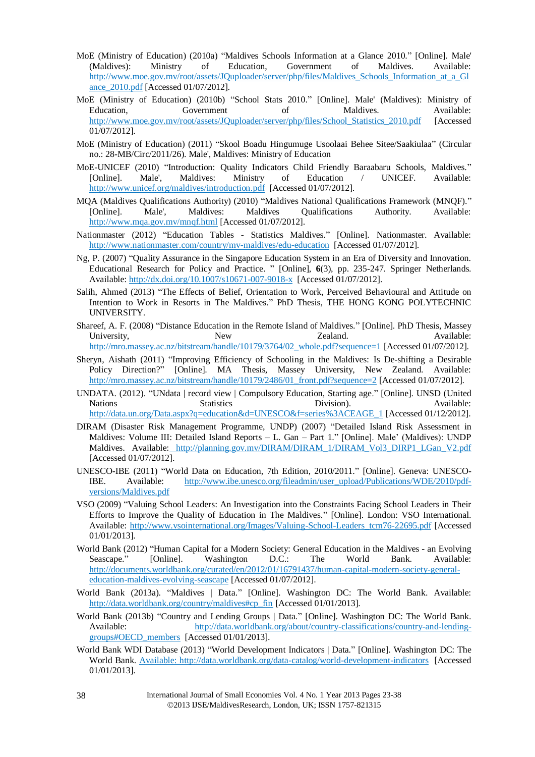MoE (Ministry of Education) (2010a) "Maldives Schools Information at a Glance 2010." [Online]. Male' (Maldives): Ministry of Education, Government of Maldives. Available: http://www.moe.gov.mv/root/assets/JQuploader/server/php/files/Maldives_Schools_Information_at_a_Glance_2010.pdf [Accessed 01/07/2012].

MoE (Ministry of Education) (2010b) "School Stats 2010." [Online]. Male' (Maldives): Ministry of Education, Government of Maldives. Available: http://www.moe.gov.mv/root/assets/JQuploader/server/php/files/School_Statistics_2010.pdf [Accessed 01/07/2012].

MoE (Ministry of Education) (2011) "Skool Boadu Hingumuge Usoolaai Behee Sitee/Saakiulaa" (Circular no.: 28-MB/Circ/2011/26). Male', Maldives: Ministry of Education

MoE-UNICEF (2010) "Introduction: Quality Indicators Child Friendly Baraabaru Schools, Maldives." [Online]. Male', Maldives: Ministry of Education / UNICEF. Available: http://www.unicef.org/maldives/introduction.pdf [Accessed 01/07/2012].

MQA (Maldives Qualifications Authority) (2010) "Maldives National Qualifications Framework (MNQF)." [Online]. Male', Maldives: Maldives Qualifications Authority. Available: http://www.mqa.gov.mv/mnqf.html [Accessed 01/07/2012].

Nationmaster (2012) "Education Tables - Statistics Maldives." [Online]. Nationmaster. Available: http://www.nationmaster.com/country/mv-maldives/edu-education [Accessed 01/07/2012].

Ng, P. (2007) "Quality Assurance in the Singapore Education System in an Era of Diversity and Innovation. Educational Research for Policy and Practice. " [Online], **6**(3), pp. 235-247. Springer Netherlands. Available: http://dx.doi.org/10.1007/s10671-007-9018-x [Accessed 01/07/2012].

Salih, Ahmed (2013) "The Effects of Belief, Orientation to Work, Perceived Behavioural and Attitude on Intention to Work in Resorts in The Maldives." PhD Thesis, THE HONG KONG POLYTECHNIC UNIVERSITY.

Shareef, A. F. (2008) "Distance Education in the Remote Island of Maldives." [Online]. PhD Thesis, Massey University, New Zealand. Available: http://mro.massey.ac.nz/bitstream/handle/10179/3764/02_whole.pdf?sequence=1 [Accessed 01/07/2012].

Sheryn, Aishath (2011) "Improving Efficiency of Schooling in the Maldives: Is De-shifting a Desirable Policy Direction?" [Online]. MA Thesis, Massey University, New Zealand. Available: http://mro.massey.ac.nz/bitstream/handle/10179/2486/01_front.pdf?sequence=2 [Accessed 01/07/2012].

UNDATA. (2012). "UNdata | record view | Compulsory Education, Starting age." [Online]. UNSD (United Nations Statistics Division). Available: http://data.un.org/Data.aspx?q=education&d=UNESCO&f=series%3ACEAGE_1 [Accessed 01/12/2012].

DIRAM (Disaster Risk Management Programme, UNDP) (2007) "Detailed Island Risk Assessment in Maldives: Volume III: Detailed Island Reports – L. Gan – Part 1." [Online]. Male' (Maldives): UNDP Maldives. Available: http://planning.gov.mv/DIRAM/DIRAM_1/DIRAM_Vol3_DIRP1_LGan_V2.pdf [Accessed 01/07/2012].

UNESCO-IBE (2011) "World Data on Education, 7th Edition, 2010/2011." [Online]. Geneva: UNESCO-IBE. Available: http://www.ibe.unesco.org/fileadmin/user_upload/Publications/WDE/2010/pdf-versions/Maldives.pdf

VSO (2009) "Valuing School Leaders: An Investigation into the Constraints Facing School Leaders in Their Efforts to Improve the Quality of Education in The Maldives." [Online]. London: VSO International. Available: http://www.vsointernational.org/Images/Valuing-School-Leaders_tcm76-22695.pdf [Accessed 01/01/2013].

World Bank (2012) "Human Capital for a Modern Society: General Education in the Maldives - an Evolving Seascape." [Online]. Washington D.C.: The World Bank. Available: http://documents.worldbank.org/curated/en/2012/01/16791437/human-capital-modern-society-general-education-maldives-evolving-seascape [Accessed 01/07/2012].

World Bank (2013a). "Maldives | Data." [Online]. Washington DC: The World Bank. Available: http://data.worldbank.org/country/maldives#cp_fin [Accessed 01/01/2013].

World Bank (2013b) "Country and Lending Groups | Data." [Online]. Washington DC: The World Bank. Available: http://data.worldbank.org/about/country-classifications/country-and-lending-groups#OECD_members [Accessed 01/01/2013].

World Bank WDI Database (2013) "World Development Indicators | Data." [Online]. Washington DC: The World Bank. Available: http://data.worldbank.org/data-catalog/world-development-indicators [Accessed 01/01/2013].